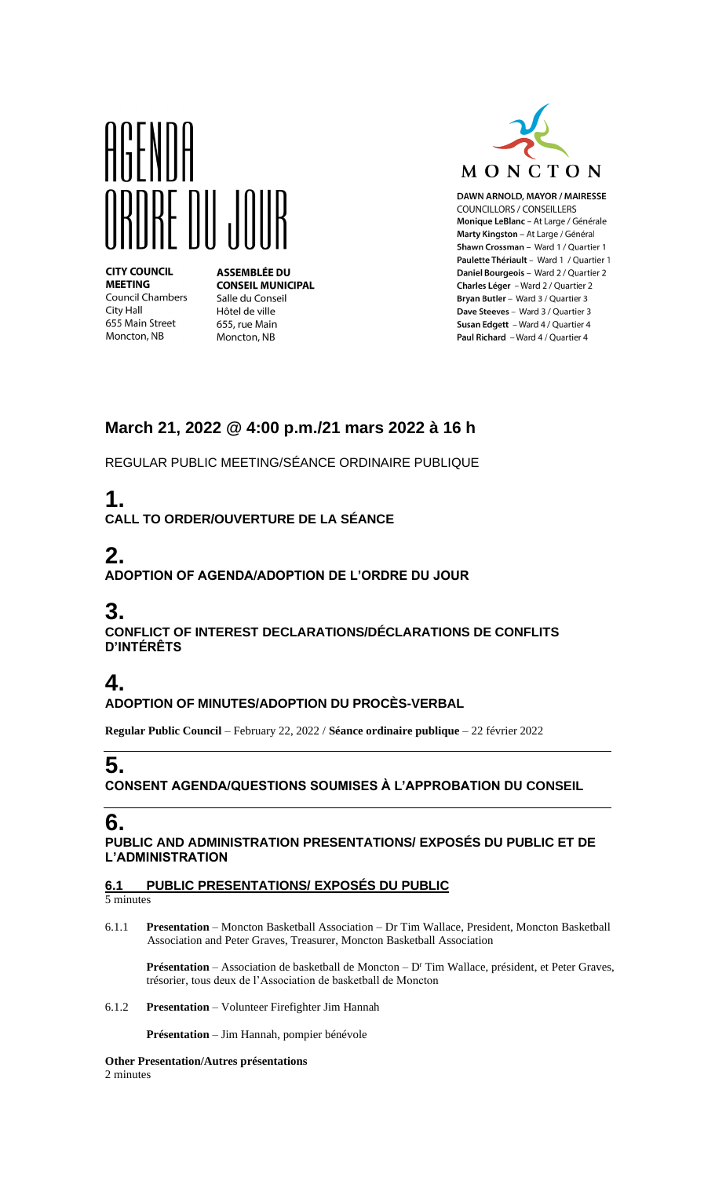# AGENDA
# ORDRE DU JOUR

**CITY COUNCIL MEETING**
Council Chambers
City Hall
655 Main Street
Moncton, NB

**ASSEMBLÉE DU CONSEIL MUNICIPAL**
Salle du Conseil
Hôtel de ville
655, rue Main
Moncton, NB

MONCTON

**DAWN ARNOLD, MAYOR / MAIRESSE**
COUNCILLORS / CONSEILLERS
**Monique LeBlanc** – At Large / Générale
**Marty Kingston** – At Large / Général
**Shawn Crossman** – Ward 1 / Quartier 1
**Paulette Thériault** – Ward 1 / Quartier 1
**Daniel Bourgeois** – Ward 2 / Quartier 2
**Charles Léger** – Ward 2 / Quartier 2
**Bryan Butler** – Ward 3 / Quartier 3
**Dave Steeves** – Ward 3 / Quartier 3
**Susan Edgett** – Ward 4 / Quartier 4
**Paul Richard** – Ward 4 / Quartier 4

## March 21, 2022 @ 4:00 p.m./21 mars 2022 à 16 h

REGULAR PUBLIC MEETING/SÉANCE ORDINAIRE PUBLIQUE

## 1.
**CALL TO ORDER/OUVERTURE DE LA SÉANCE**

## 2.
**ADOPTION OF AGENDA/ADOPTION DE L'ORDRE DU JOUR**

## 3.
**CONFLICT OF INTEREST DECLARATIONS/DÉCLARATIONS DE CONFLITS D'INTÉRÊTS**

## 4.
**ADOPTION OF MINUTES/ADOPTION DU PROCÈS-VERBAL**

**Regular Public Council** – February 22, 2022 / **Séance ordinaire publique** – 22 février 2022

## 5.
**CONSENT AGENDA/QUESTIONS SOUMISES À L'APPROBATION DU CONSEIL**

## 6.
**PUBLIC AND ADMINISTRATION PRESENTATIONS/ EXPOSÉS DU PUBLIC ET DE L'ADMINISTRATION**

### 6.1 PUBLIC PRESENTATIONS/ EXPOSÉS DU PUBLIC

5 minutes

6.1.1 **Presentation** – Moncton Basketball Association – Dr Tim Wallace, President, Moncton Basketball Association and Peter Graves, Treasurer, Moncton Basketball Association

**Présentation** – Association de basketball de Moncton – Dr Tim Wallace, président, et Peter Graves, trésorier, tous deux de l'Association de basketball de Moncton

6.1.2 **Presentation** – Volunteer Firefighter Jim Hannah

**Présentation** – Jim Hannah, pompier bénévole

**Other Presentation/Autres présentations**
2 minutes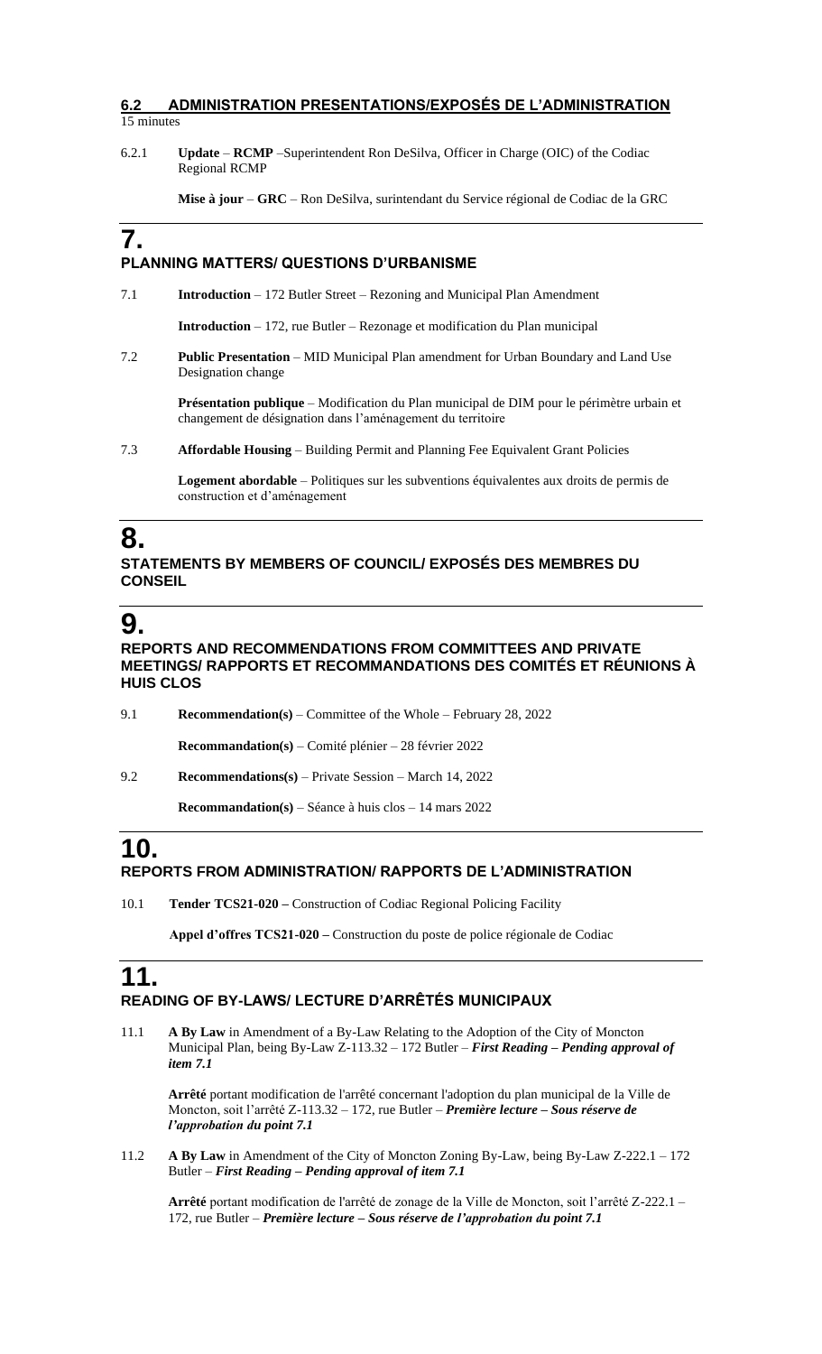## 6.2 ADMINISTRATION PRESENTATIONS/EXPOSÉS DE L'ADMINISTRATION

15 minutes

6.2.1 **Update** – **RCMP** –Superintendent Ron DeSilva, Officer in Charge (OIC) of the Codiac Regional RCMP

**Mise à jour** – **GRC** – Ron DeSilva, surintendant du Service régional de Codiac de la GRC

# 7.

## PLANNING MATTERS/ QUESTIONS D'URBANISME

7.1 **Introduction** – 172 Butler Street – Rezoning and Municipal Plan Amendment

**Introduction** – 172, rue Butler – Rezonage et modification du Plan municipal

7.2 **Public Presentation** – MID Municipal Plan amendment for Urban Boundary and Land Use Designation change

**Présentation publique** – Modification du Plan municipal de DIM pour le périmètre urbain et changement de désignation dans l'aménagement du territoire

7.3 **Affordable Housing** – Building Permit and Planning Fee Equivalent Grant Policies

**Logement abordable** – Politiques sur les subventions équivalentes aux droits de permis de construction et d'aménagement

# 8.

## STATEMENTS BY MEMBERS OF COUNCIL/ EXPOSÉS DES MEMBRES DU CONSEIL

# 9.

## REPORTS AND RECOMMENDATIONS FROM COMMITTEES AND PRIVATE MEETINGS/ RAPPORTS ET RECOMMANDATIONS DES COMITÉS ET RÉUNIONS À HUIS CLOS

9.1 **Recommendation(s)** – Committee of the Whole – February 28, 2022

**Recommandation(s)** – Comité plénier – 28 février 2022

9.2 **Recommendations(s)** – Private Session – March 14, 2022

**Recommandation(s)** – Séance à huis clos – 14 mars 2022

# 10.

## REPORTS FROM ADMINISTRATION/ RAPPORTS DE L'ADMINISTRATION

10.1 **Tender TCS21-020 –** Construction of Codiac Regional Policing Facility

**Appel d'offres TCS21-020 –** Construction du poste de police régionale de Codiac

# 11.

## READING OF BY-LAWS/ LECTURE D'ARRÊTÉS MUNICIPAUX

11.1 **A By Law** in Amendment of a By-Law Relating to the Adoption of the City of Moncton Municipal Plan, being By-Law Z-113.32 – 172 Butler – ***First Reading – Pending approval of item 7.1***

**Arrêté** portant modification de l'arrêté concernant l'adoption du plan municipal de la Ville de Moncton, soit l'arrêté Z-113.32 – 172, rue Butler – ***Première lecture – Sous réserve de l'approbation du point 7.1***

11.2 **A By Law** in Amendment of the City of Moncton Zoning By-Law, being By-Law Z-222.1 – 172 Butler – ***First Reading – Pending approval of item 7.1***

**Arrêté** portant modification de l'arrêté de zonage de la Ville de Moncton, soit l'arrêté Z-222.1 – 172, rue Butler – ***Première lecture – Sous réserve de l'approbation du point 7.1***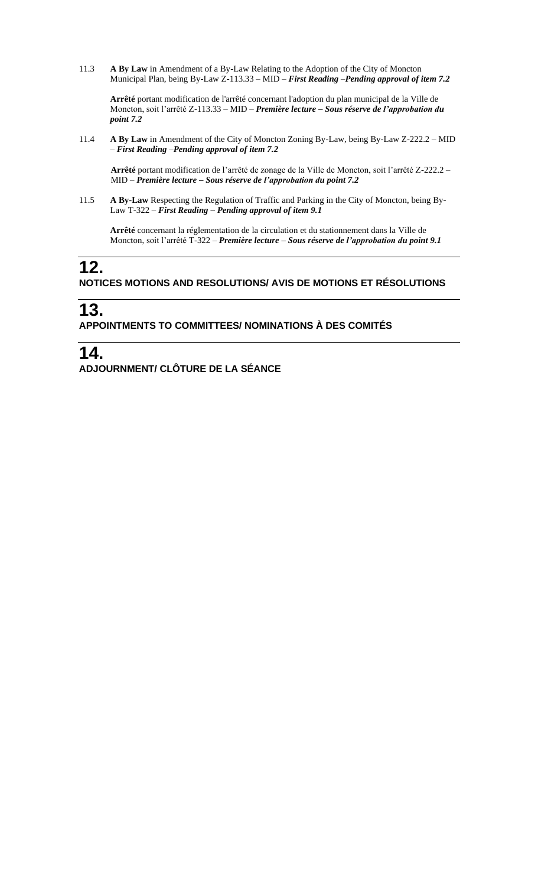11.3 **A By Law** in Amendment of a By-Law Relating to the Adoption of the City of Moncton Municipal Plan, being By-Law Z-113.33 – MID – ***First Reading –Pending approval of item 7.2***

**Arrêté** portant modification de l'arrêté concernant l'adoption du plan municipal de la Ville de Moncton, soit l'arrêté Z-113.33 – MID – ***Première lecture – Sous réserve de l'approbation du point 7.2***

11.4 **A By Law** in Amendment of the City of Moncton Zoning By-Law, being By-Law Z-222.2 – MID – ***First Reading –Pending approval of item 7.2***

**Arrêté** portant modification de l'arrêté de zonage de la Ville de Moncton, soit l'arrêté Z-222.2 – MID – ***Première lecture – Sous réserve de l'approbation du point 7.2***

11.5 **A By-Law** Respecting the Regulation of Traffic and Parking in the City of Moncton, being By-Law T-322 – ***First Reading – Pending approval of item 9.1***

**Arrêté** concernant la réglementation de la circulation et du stationnement dans la Ville de Moncton, soit l'arrêté T-322 – ***Première lecture – Sous réserve de l'approbation du point 9.1***

## 12.

**NOTICES MOTIONS AND RESOLUTIONS/ AVIS DE MOTIONS ET RÉSOLUTIONS**

## 13.

**APPOINTMENTS TO COMMITTEES/ NOMINATIONS À DES COMITÉS**

## 14.

**ADJOURNMENT/ CLÔTURE DE LA SÉANCE**